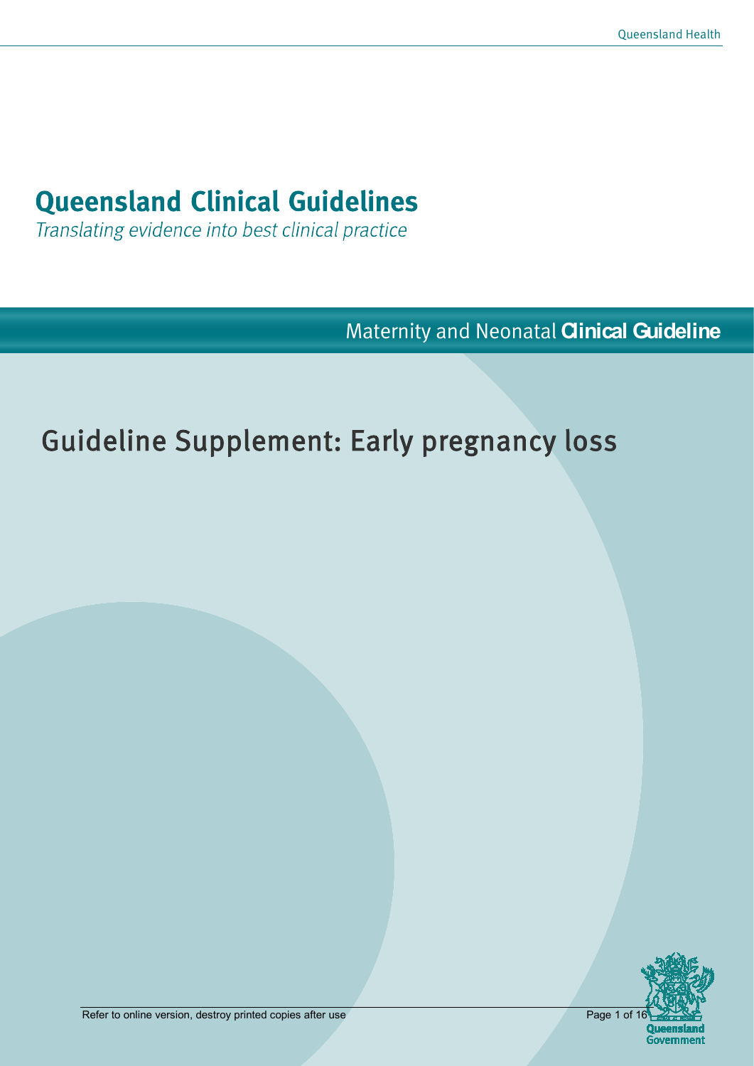# Queensland Clinical Guidelines

*Translating evidence into best clinical practice*

Maternity and Neonatal **Clinical Guideline**

## Guideline Supplement: Early pregnancy loss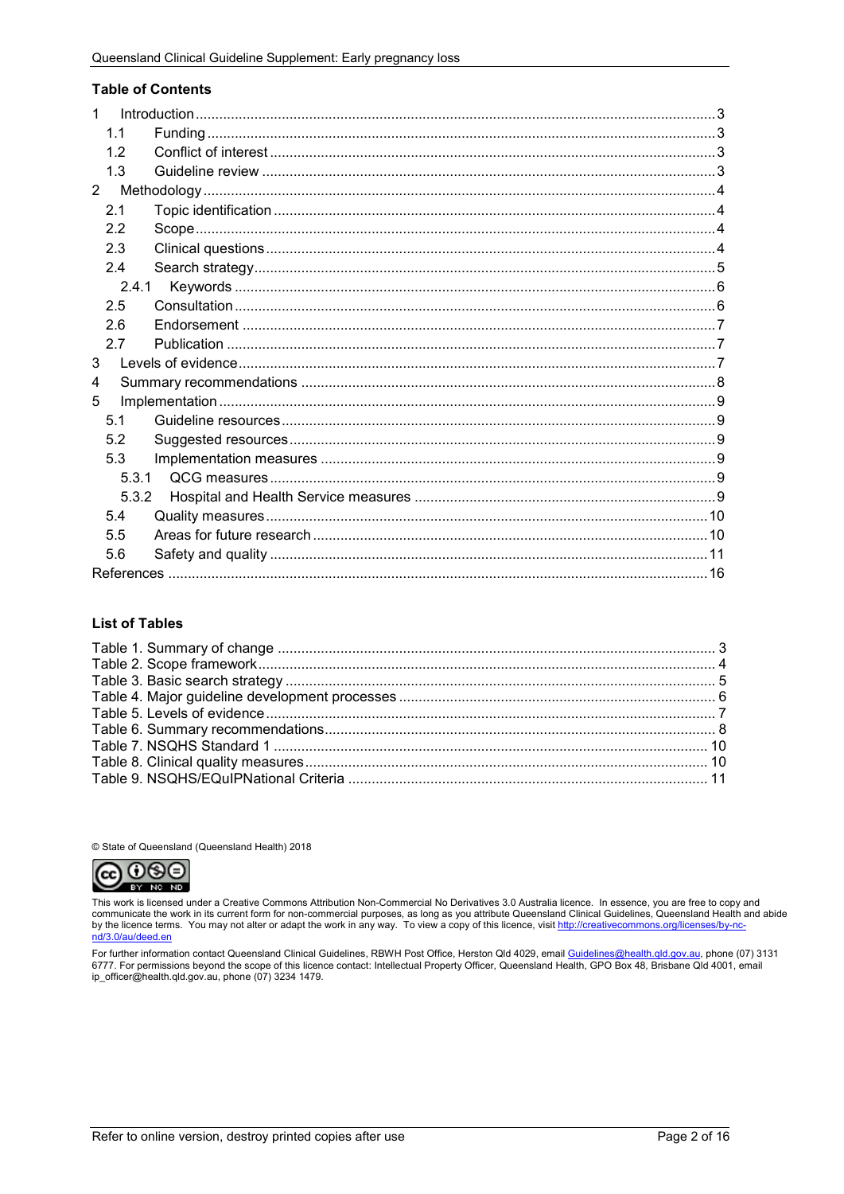## Table of Contents

1 Introduction ........ 3
  1.1 Funding ........ 3
  1.2 Conflict of interest ........ 3
  1.3 Guideline review ........ 3
2 Methodology ........ 4
  2.1 Topic identification ........ 4
  2.2 Scope ........ 4
  2.3 Clinical questions ........ 4
  2.4 Search strategy ........ 5
    2.4.1 Keywords ........ 6
  2.5 Consultation ........ 6
  2.6 Endorsement ........ 7
  2.7 Publication ........ 7
3 Levels of evidence ........ 7
4 Summary recommendations ........ 8
5 Implementation ........ 9
  5.1 Guideline resources ........ 9
  5.2 Suggested resources ........ 9
  5.3 Implementation measures ........ 9
    5.3.1 QCG measures ........ 9
    5.3.2 Hospital and Health Service measures ........ 9
  5.4 Quality measures ........ 10
  5.5 Areas for future research ........ 10
  5.6 Safety and quality ........ 11
References ........ 16

## List of Tables

Table 1. Summary of change ........ 3
Table 2. Scope framework ........ 4
Table 3. Basic search strategy ........ 5
Table 4. Major guideline development processes ........ 6
Table 5. Levels of evidence ........ 7
Table 6. Summary recommendations ........ 8
Table 7. NSQHS Standard 1 ........ 10
Table 8. Clinical quality measures ........ 10
Table 9. NSQHS/EQuIPNational Criteria ........ 11

© State of Queensland (Queensland Health) 2018

This work is licensed under a Creative Commons Attribution Non-Commercial No Derivatives 3.0 Australia licence. In essence, you are free to copy and communicate the work in its current form for non-commercial purposes, as long as you attribute Queensland Clinical Guidelines, Queensland Health and abide by the licence terms. You may not alter or adapt the work in any way. To view a copy of this licence, visit http://creativecommons.org/licenses/by-nc-nd/3.0/au/deed.en

For further information contact Queensland Clinical Guidelines, RBWH Post Office, Herston Qld 4029, email Guidelines@health.qld.gov.au, phone (07) 3131 6777. For permissions beyond the scope of this licence contact: Intellectual Property Officer, Queensland Health, GPO Box 48, Brisbane Qld 4001, email ip_officer@health.qld.gov.au, phone (07) 3234 1479.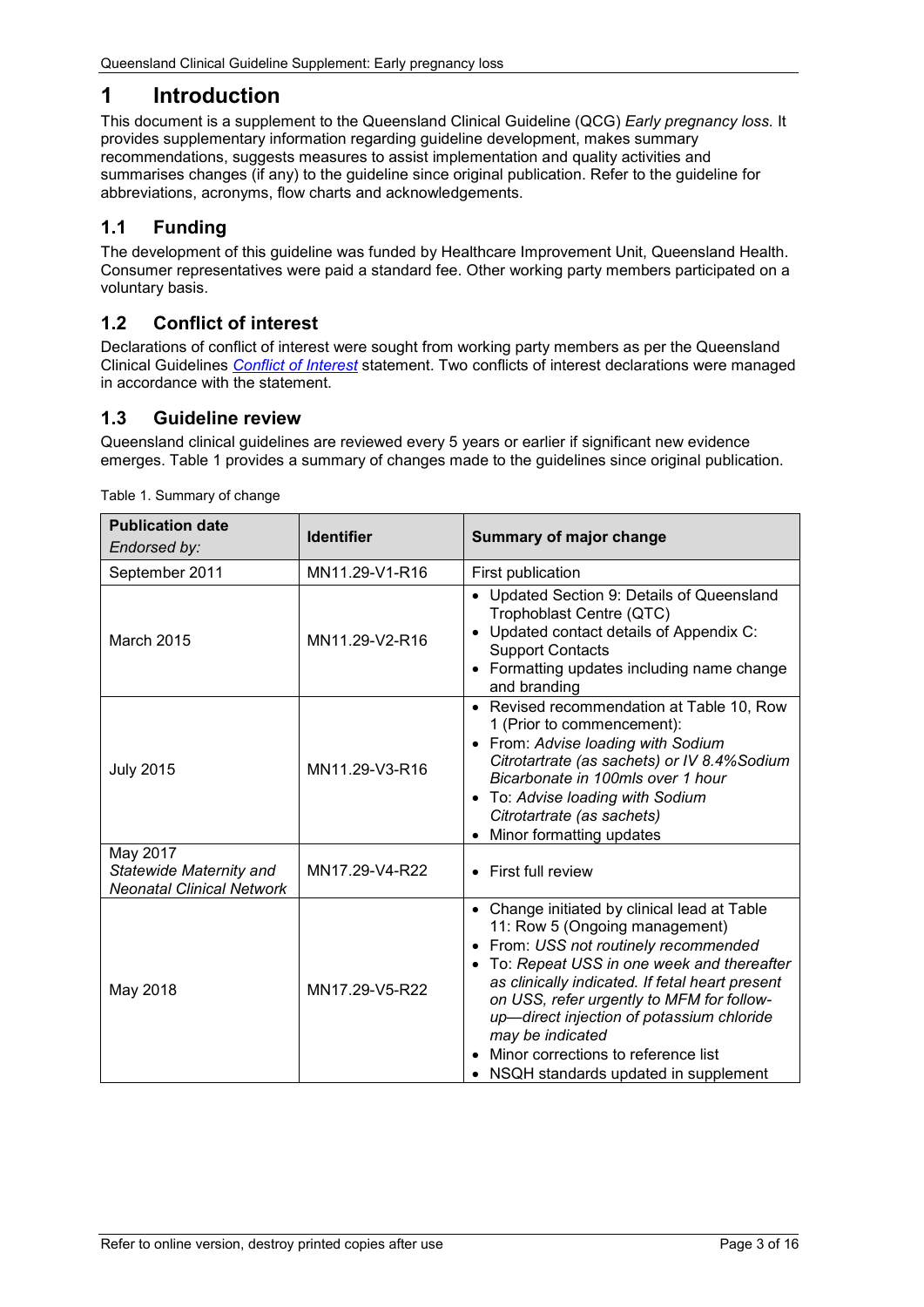# 1 Introduction

This document is a supplement to the Queensland Clinical Guideline (QCG) *Early pregnancy loss.* It provides supplementary information regarding guideline development, makes summary recommendations, suggests measures to assist implementation and quality activities and summarises changes (if any) to the guideline since original publication. Refer to the guideline for abbreviations, acronyms, flow charts and acknowledgements.

## 1.1 Funding

The development of this guideline was funded by Healthcare Improvement Unit, Queensland Health. Consumer representatives were paid a standard fee. Other working party members participated on a voluntary basis.

## 1.2 Conflict of interest

Declarations of conflict of interest were sought from working party members as per the Queensland Clinical Guidelines *Conflict of Interest* statement. Two conflicts of interest declarations were managed in accordance with the statement.

## 1.3 Guideline review

Queensland clinical guidelines are reviewed every 5 years or earlier if significant new evidence emerges. Table 1 provides a summary of changes made to the guidelines since original publication.

Table 1. Summary of change

| **Publication date**<br>*Endorsed by:* | **Identifier** | **Summary of major change** |
|---|---|---|
| September 2011 | MN11.29-V1-R16 | First publication |
| March 2015 | MN11.29-V2-R16 | • Updated Section 9: Details of Queensland Trophoblast Centre (QTC)<br>• Updated contact details of Appendix C: Support Contacts<br>• Formatting updates including name change and branding |
| July 2015 | MN11.29-V3-R16 | • Revised recommendation at Table 10, Row 1 (Prior to commencement):<br>• From: *Advise loading with Sodium Citrotartrate (as sachets) or IV 8.4%Sodium Bicarbonate in 100mls over 1 hour*<br>• To: *Advise loading with Sodium Citrotartrate (as sachets)*<br>• Minor formatting updates |
| May 2017<br>*Statewide Maternity and Neonatal Clinical Network* | MN17.29-V4-R22 | • First full review |
| May 2018 | MN17.29-V5-R22 | • Change initiated by clinical lead at Table 11: Row 5 (Ongoing management)<br>• From: *USS not routinely recommended*<br>• To: *Repeat USS in one week and thereafter as clinically indicated. If fetal heart present on USS, refer urgently to MFM for follow-up—direct injection of potassium chloride may be indicated*<br>• Minor corrections to reference list<br>• NSQH standards updated in supplement |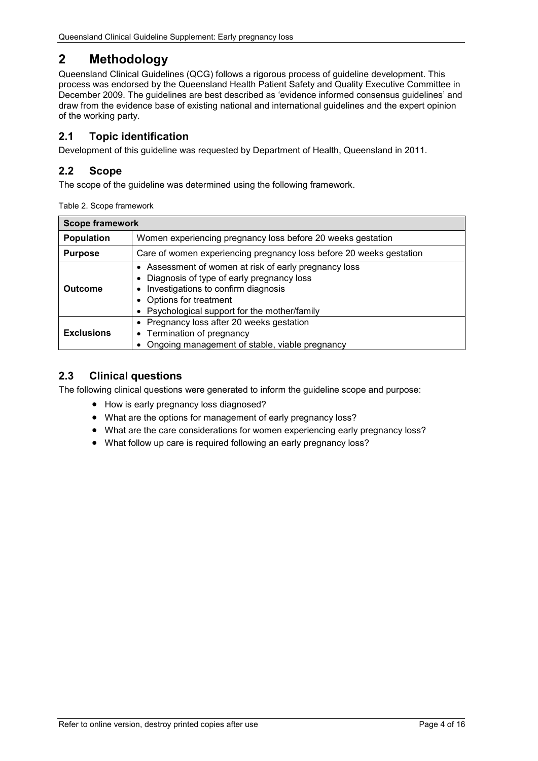# 2 Methodology

Queensland Clinical Guidelines (QCG) follows a rigorous process of guideline development. This process was endorsed by the Queensland Health Patient Safety and Quality Executive Committee in December 2009. The guidelines are best described as 'evidence informed consensus guidelines' and draw from the evidence base of existing national and international guidelines and the expert opinion of the working party.

## 2.1 Topic identification

Development of this guideline was requested by Department of Health, Queensland in 2011.

## 2.2 Scope

The scope of the guideline was determined using the following framework.

Table 2. Scope framework

| **Scope framework** | |
|---|---|
| **Population** | Women experiencing pregnancy loss before 20 weeks gestation |
| **Purpose** | Care of women experiencing pregnancy loss before 20 weeks gestation |
| **Outcome** | • Assessment of women at risk of early pregnancy loss<br>• Diagnosis of type of early pregnancy loss<br>• Investigations to confirm diagnosis<br>• Options for treatment<br>• Psychological support for the mother/family |
| **Exclusions** | • Pregnancy loss after 20 weeks gestation<br>• Termination of pregnancy<br>• Ongoing management of stable, viable pregnancy |

## 2.3 Clinical questions

The following clinical questions were generated to inform the guideline scope and purpose:

- How is early pregnancy loss diagnosed?
- What are the options for management of early pregnancy loss?
- What are the care considerations for women experiencing early pregnancy loss?
- What follow up care is required following an early pregnancy loss?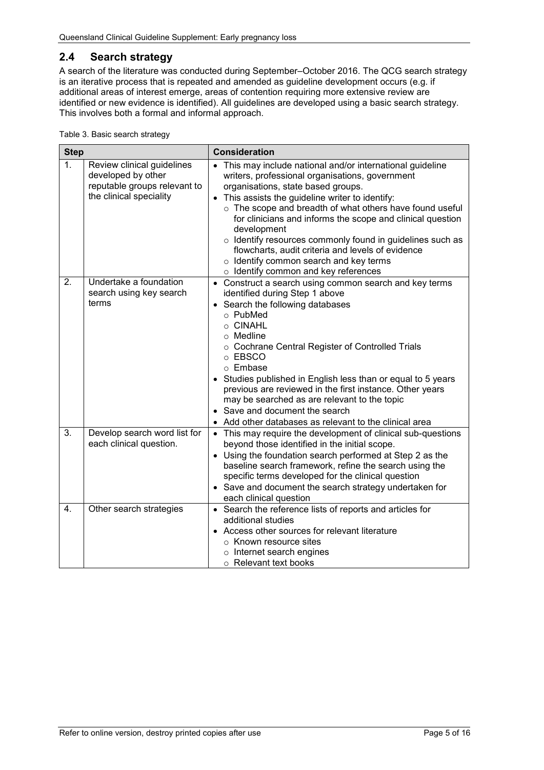## 2.4 Search strategy

A search of the literature was conducted during September–October 2016. The QCG search strategy is an iterative process that is repeated and amended as guideline development occurs (e.g. if additional areas of interest emerge, areas of contention requiring more extensive review are identified or new evidence is identified). All guidelines are developed using a basic search strategy. This involves both a formal and informal approach.

Table 3. Basic search strategy

| Step | | Consideration |
|---|---|---|
| 1. | Review clinical guidelines developed by other reputable groups relevant to the clinical speciality | • This may include national and/or international guideline writers, professional organisations, government organisations, state based groups.<br>• This assists the guideline writer to identify:<br>  ○ The scope and breadth of what others have found useful for clinicians and informs the scope and clinical question development<br>  ○ Identify resources commonly found in guidelines such as flowcharts, audit criteria and levels of evidence<br>  ○ Identify common search and key terms<br>  ○ Identify common and key references |
| 2. | Undertake a foundation search using key search terms | • Construct a search using common search and key terms identified during Step 1 above<br>• Search the following databases<br>  ○ PubMed<br>  ○ CINAHL<br>  ○ Medline<br>  ○ Cochrane Central Register of Controlled Trials<br>  ○ EBSCO<br>  ○ Embase<br>• Studies published in English less than or equal to 5 years previous are reviewed in the first instance. Other years may be searched as are relevant to the topic<br>• Save and document the search<br>• Add other databases as relevant to the clinical area |
| 3. | Develop search word list for each clinical question. | • This may require the development of clinical sub-questions beyond those identified in the initial scope.<br>• Using the foundation search performed at Step 2 as the baseline search framework, refine the search using the specific terms developed for the clinical question<br>• Save and document the search strategy undertaken for each clinical question |
| 4. | Other search strategies | • Search the reference lists of reports and articles for additional studies<br>• Access other sources for relevant literature<br>  ○ Known resource sites<br>  ○ Internet search engines<br>  ○ Relevant text books |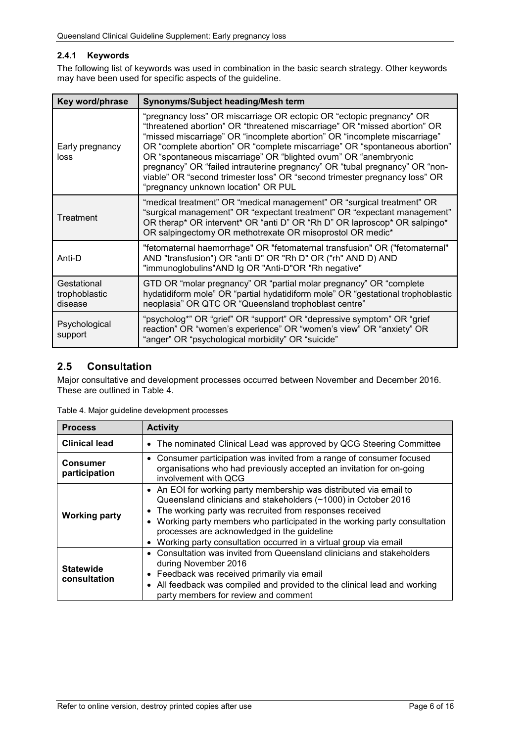### 2.4.1 Keywords

The following list of keywords was used in combination in the basic search strategy. Other keywords may have been used for specific aspects of the guideline.

| Key word/phrase | Synonyms/Subject heading/Mesh term |
|---|---|
| Early pregnancy loss | "pregnancy loss" OR miscarriage OR ectopic OR "ectopic pregnancy" OR "threatened abortion" OR "threatened miscarriage" OR "missed abortion" OR "missed miscarriage" OR "incomplete abortion" OR "incomplete miscarriage" OR "complete abortion" OR "complete miscarriage" OR "spontaneous abortion" OR "spontaneous miscarriage" OR "blighted ovum" OR "anembryonic pregnancy" OR "failed intrauterine pregnancy" OR "tubal pregnancy" OR "non-viable" OR "second trimester loss" OR "second trimester pregnancy loss" OR "pregnancy unknown location" OR PUL |
| Treatment | "medical treatment" OR "medical management" OR "surgical treatment" OR "surgical management" OR "expectant treatment" OR "expectant management" OR therap* OR intervent* OR "anti D" OR "Rh D" OR laproscop* OR salpingo* OR salpingectomy OR methotrexate OR misoprostol OR medic* |
| Anti-D | "fetomaternal haemorrhage" OR "fetomaternal transfusion" OR ("fetomaternal" AND "transfusion") OR "anti D" OR "Rh D" OR ("rh" AND D) AND "immunoglobulins"AND Ig OR "Anti-D"OR "Rh negative" |
| Gestational trophoblastic disease | GTD OR "molar pregnancy" OR "partial molar pregnancy" OR "complete hydatidiform mole" OR "partial hydatidiform mole" OR "gestational trophoblastic neoplasia" OR QTC OR "Queensland trophoblast centre" |
| Psychological support | "psycholog*" OR "grief" OR "support" OR "depressive symptom" OR "grief reaction" OR "women's experience" OR "women's view" OR "anxiety" OR "anger" OR "psychological morbidity" OR "suicide" |

## 2.5 Consultation

Major consultative and development processes occurred between November and December 2016. These are outlined in Table 4.

Table 4. Major guideline development processes

| Process | Activity |
|---|---|
| **Clinical lead** | • The nominated Clinical Lead was approved by QCG Steering Committee |
| **Consumer participation** | • Consumer participation was invited from a range of consumer focused organisations who had previously accepted an invitation for on-going involvement with QCG |
| **Working party** | • An EOI for working party membership was distributed via email to Queensland clinicians and stakeholders (~1000) in October 2016<br>• The working party was recruited from responses received<br>• Working party members who participated in the working party consultation processes are acknowledged in the guideline<br>• Working party consultation occurred in a virtual group via email |
| **Statewide consultation** | • Consultation was invited from Queensland clinicians and stakeholders during November 2016<br>• Feedback was received primarily via email<br>• All feedback was compiled and provided to the clinical lead and working party members for review and comment |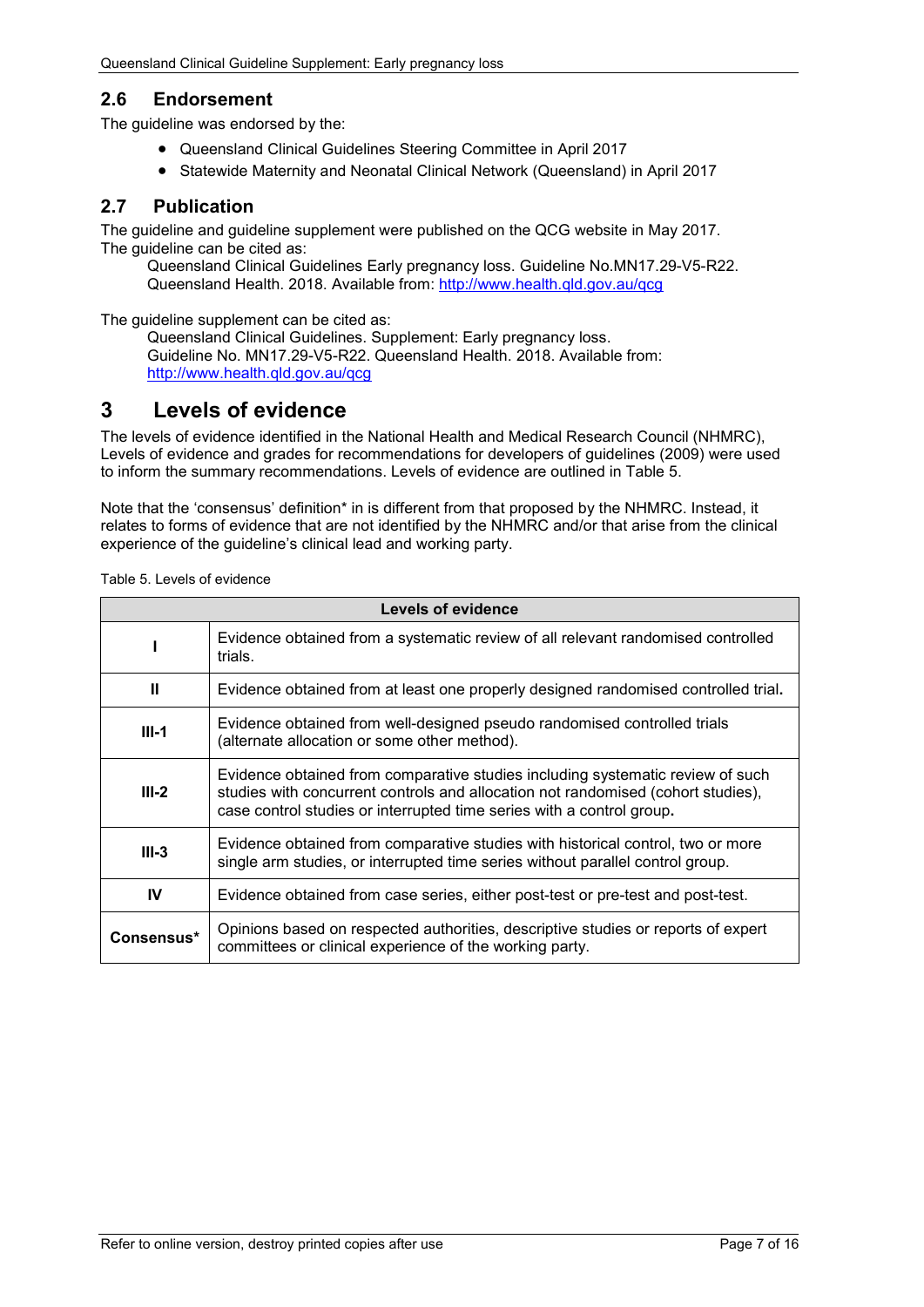## 2.6 Endorsement

The guideline was endorsed by the:

- Queensland Clinical Guidelines Steering Committee in April 2017
- Statewide Maternity and Neonatal Clinical Network (Queensland) in April 2017

## 2.7 Publication

The guideline and guideline supplement were published on the QCG website in May 2017.
The guideline can be cited as:

Queensland Clinical Guidelines Early pregnancy loss. Guideline No.MN17.29-V5-R22. Queensland Health. 2018. Available from: http://www.health.qld.gov.au/qcg

The guideline supplement can be cited as:

Queensland Clinical Guidelines. Supplement: Early pregnancy loss. Guideline No. MN17.29-V5-R22. Queensland Health. 2018. Available from: http://www.health.qld.gov.au/qcg

# 3 Levels of evidence

The levels of evidence identified in the National Health and Medical Research Council (NHMRC), Levels of evidence and grades for recommendations for developers of guidelines (2009) were used to inform the summary recommendations. Levels of evidence are outlined in Table 5.

Note that the 'consensus' definition* in is different from that proposed by the NHMRC. Instead, it relates to forms of evidence that are not identified by the NHMRC and/or that arise from the clinical experience of the guideline's clinical lead and working party.

Table 5. Levels of evidence

| Levels of evidence | |
|---|---|
| **I** | Evidence obtained from a systematic review of all relevant randomised controlled trials. |
| **II** | Evidence obtained from at least one properly designed randomised controlled trial. |
| **III-1** | Evidence obtained from well-designed pseudo randomised controlled trials (alternate allocation or some other method). |
| **III-2** | Evidence obtained from comparative studies including systematic review of such studies with concurrent controls and allocation not randomised (cohort studies), case control studies or interrupted time series with a control group. |
| **III-3** | Evidence obtained from comparative studies with historical control, two or more single arm studies, or interrupted time series without parallel control group. |
| **IV** | Evidence obtained from case series, either post-test or pre-test and post-test. |
| **Consensus*** | Opinions based on respected authorities, descriptive studies or reports of expert committees or clinical experience of the working party. |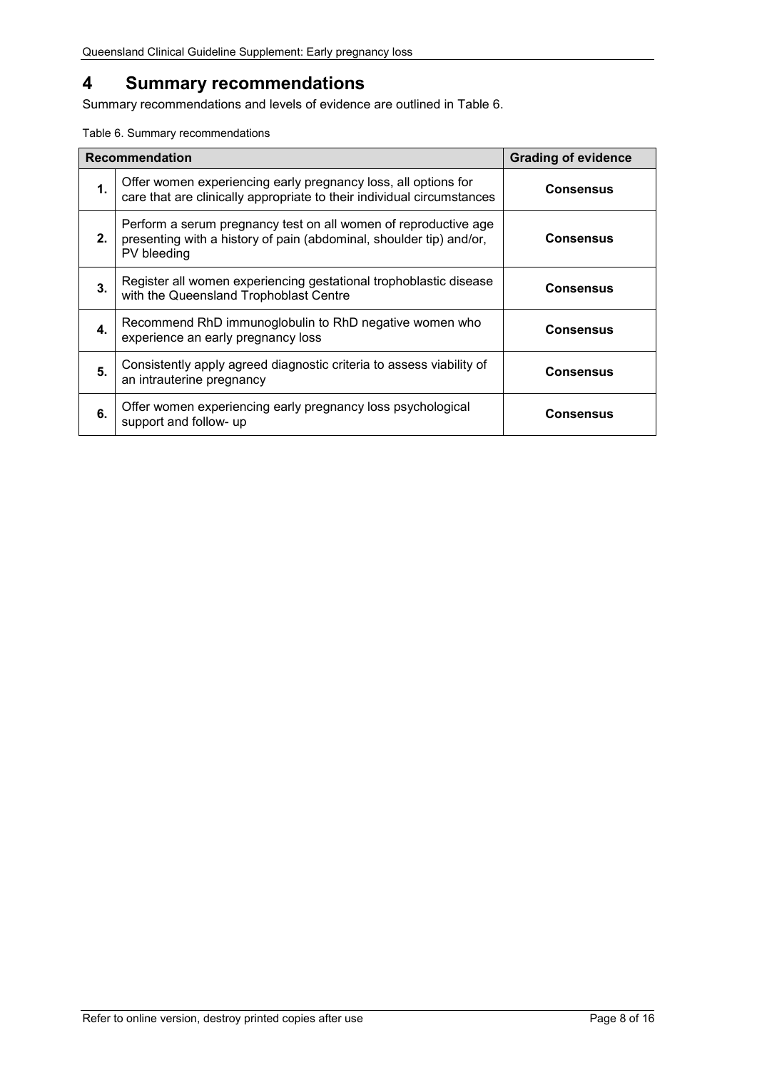# 4 Summary recommendations

Summary recommendations and levels of evidence are outlined in Table 6.

Table 6. Summary recommendations

| | Recommendation | Grading of evidence |
|---|---|---|
| **1.** | Offer women experiencing early pregnancy loss, all options for care that are clinically appropriate to their individual circumstances | **Consensus** |
| **2.** | Perform a serum pregnancy test on all women of reproductive age presenting with a history of pain (abdominal, shoulder tip) and/or, PV bleeding | **Consensus** |
| **3.** | Register all women experiencing gestational trophoblastic disease with the Queensland Trophoblast Centre | **Consensus** |
| **4.** | Recommend RhD immunoglobulin to RhD negative women who experience an early pregnancy loss | **Consensus** |
| **5.** | Consistently apply agreed diagnostic criteria to assess viability of an intrauterine pregnancy | **Consensus** |
| **6.** | Offer women experiencing early pregnancy loss psychological support and follow- up | **Consensus** |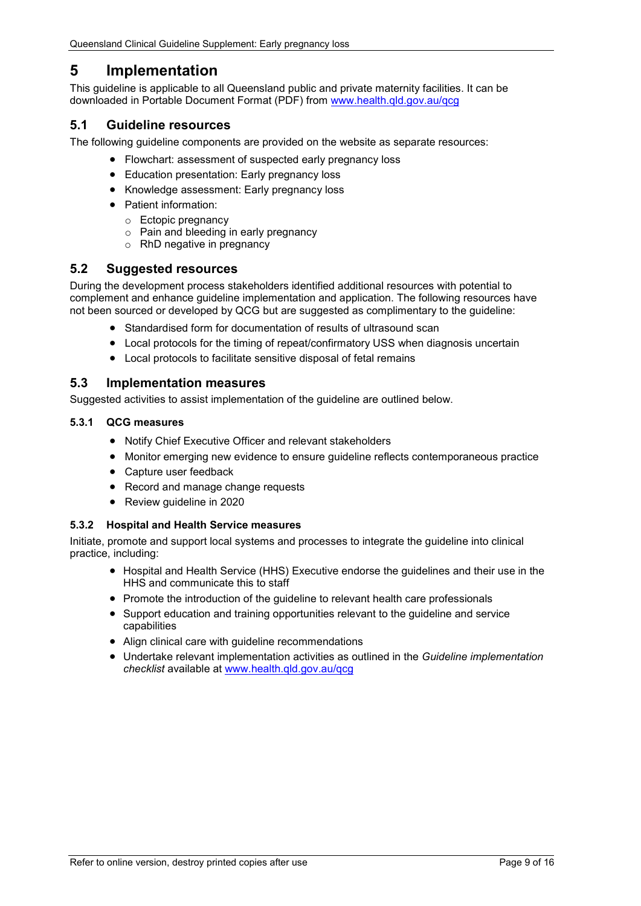# 5 Implementation

This guideline is applicable to all Queensland public and private maternity facilities. It can be downloaded in Portable Document Format (PDF) from www.health.qld.gov.au/qcg

## 5.1 Guideline resources

The following guideline components are provided on the website as separate resources:

- Flowchart: assessment of suspected early pregnancy loss
- Education presentation: Early pregnancy loss
- Knowledge assessment: Early pregnancy loss
- Patient information:
  - Ectopic pregnancy
  - Pain and bleeding in early pregnancy
  - RhD negative in pregnancy

## 5.2 Suggested resources

During the development process stakeholders identified additional resources with potential to complement and enhance guideline implementation and application. The following resources have not been sourced or developed by QCG but are suggested as complimentary to the guideline:

- Standardised form for documentation of results of ultrasound scan
- Local protocols for the timing of repeat/confirmatory USS when diagnosis uncertain
- Local protocols to facilitate sensitive disposal of fetal remains

## 5.3 Implementation measures

Suggested activities to assist implementation of the guideline are outlined below.

### 5.3.1 QCG measures

- Notify Chief Executive Officer and relevant stakeholders
- Monitor emerging new evidence to ensure guideline reflects contemporaneous practice
- Capture user feedback
- Record and manage change requests
- Review guideline in 2020

### 5.3.2 Hospital and Health Service measures

Initiate, promote and support local systems and processes to integrate the guideline into clinical practice, including:

- Hospital and Health Service (HHS) Executive endorse the guidelines and their use in the HHS and communicate this to staff
- Promote the introduction of the guideline to relevant health care professionals
- Support education and training opportunities relevant to the guideline and service capabilities
- Align clinical care with guideline recommendations
- Undertake relevant implementation activities as outlined in the *Guideline implementation checklist* available at www.health.qld.gov.au/qcg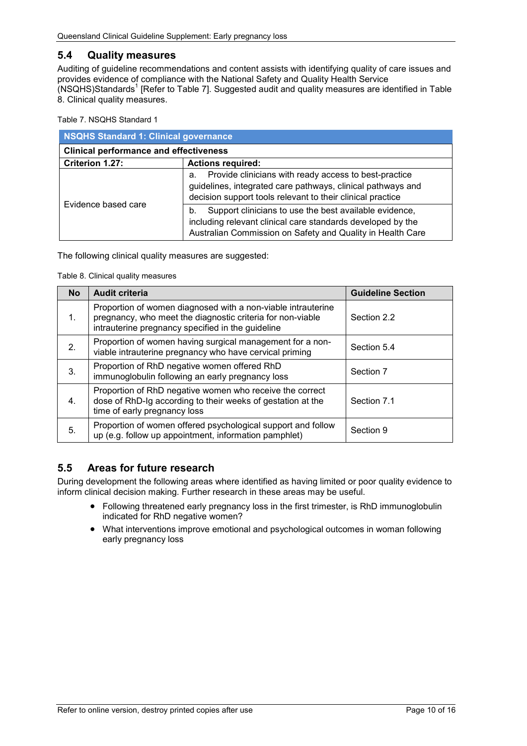## 5.4 Quality measures

Auditing of guideline recommendations and content assists with identifying quality of care issues and provides evidence of compliance with the National Safety and Quality Health Service (NSQHS)Standards[1] [Refer to Table 7]. Suggested audit and quality measures are identified in Table 8. Clinical quality measures.

Table 7. NSQHS Standard 1

| NSQHS Standard 1: Clinical governance | |
|---|---|
| **Clinical performance and effectiveness** | |
| **Criterion 1.27:** | **Actions required:** |
| Evidence based care | a. Provide clinicians with ready access to best-practice guidelines, integrated care pathways, clinical pathways and decision support tools relevant to their clinical practice |
| | b. Support clinicians to use the best available evidence, including relevant clinical care standards developed by the Australian Commission on Safety and Quality in Health Care |

The following clinical quality measures are suggested:

Table 8. Clinical quality measures

| No | Audit criteria | Guideline Section |
|---|---|---|
| 1. | Proportion of women diagnosed with a non-viable intrauterine pregnancy, who meet the diagnostic criteria for non-viable intrauterine pregnancy specified in the guideline | Section 2.2 |
| 2. | Proportion of women having surgical management for a non-viable intrauterine pregnancy who have cervical priming | Section 5.4 |
| 3. | Proportion of RhD negative women offered RhD immunoglobulin following an early pregnancy loss | Section 7 |
| 4. | Proportion of RhD negative women who receive the correct dose of RhD-Ig according to their weeks of gestation at the time of early pregnancy loss | Section 7.1 |
| 5. | Proportion of women offered psychological support and follow up (e.g. follow up appointment, information pamphlet) | Section 9 |

## 5.5 Areas for future research

During development the following areas where identified as having limited or poor quality evidence to inform clinical decision making. Further research in these areas may be useful.

- Following threatened early pregnancy loss in the first trimester, is RhD immunoglobulin indicated for RhD negative women?
- What interventions improve emotional and psychological outcomes in woman following early pregnancy loss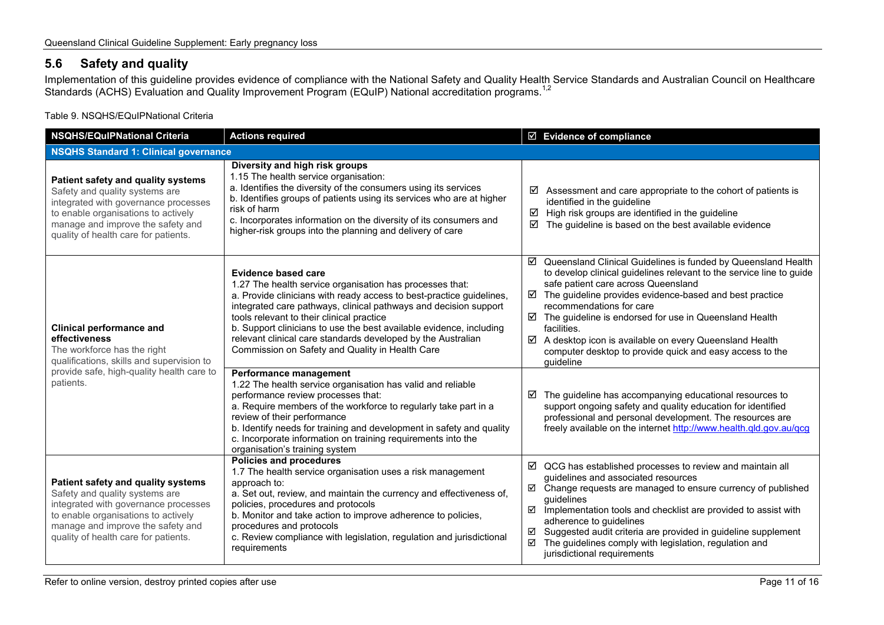## 5.6 Safety and quality

Implementation of this guideline provides evidence of compliance with the National Safety and Quality Health Service Standards and Australian Council on Healthcare Standards (ACHS) Evaluation and Quality Improvement Program (EQuIP) National accreditation programs.[1,2]

Table 9. NSQHS/EQuIPNational Criteria

| NSQHS/EQuIPNational Criteria | Actions required | ☑ Evidence of compliance |
|---|---|---|
| **NSQHS Standard 1: Clinical governance** | | |
| **Patient safety and quality systems** Safety and quality systems are integrated with governance processes to enable organisations to actively manage and improve the safety and quality of health care for patients. | **Diversity and high risk groups** 1.15 The health service organisation: a. Identifies the diversity of the consumers using its services b. Identifies groups of patients using its services who are at higher risk of harm c. Incorporates information on the diversity of its consumers and higher-risk groups into the planning and delivery of care | ☑ Assessment and care appropriate to the cohort of patients is identified in the guideline ☑ High risk groups are identified in the guideline ☑ The guideline is based on the best available evidence |
| **Clinical performance and effectiveness** The workforce has the right qualifications, skills and supervision to provide safe, high-quality health care to patients. | **Evidence based care** 1.27 The health service organisation has processes that: a. Provide clinicians with ready access to best-practice guidelines, integrated care pathways, clinical pathways and decision support tools relevant to their clinical practice b. Support clinicians to use the best available evidence, including relevant clinical care standards developed by the Australian Commission on Safety and Quality in Health Care | ☑ Queensland Clinical Guidelines is funded by Queensland Health to develop clinical guidelines relevant to the service line to guide safe patient care across Queensland ☑ The guideline provides evidence-based and best practice recommendations for care ☑ The guideline is endorsed for use in Queensland Health facilities. ☑ A desktop icon is available on every Queensland Health computer desktop to provide quick and easy access to the guideline |
| | **Performance management** 1.22 The health service organisation has valid and reliable performance review processes that: a. Require members of the workforce to regularly take part in a review of their performance b. Identify needs for training and development in safety and quality c. Incorporate information on training requirements into the organisation's training system | ☑ The guideline has accompanying educational resources to support ongoing safety and quality education for identified professional and personal development. The resources are freely available on the internet http://www.health.qld.gov.au/qcg |
| **Patient safety and quality systems** Safety and quality systems are integrated with governance processes to enable organisations to actively manage and improve the safety and quality of health care for patients. | **Policies and procedures** 1.7 The health service organisation uses a risk management approach to: a. Set out, review, and maintain the currency and effectiveness of, policies, procedures and protocols b. Monitor and take action to improve adherence to policies, procedures and protocols c. Review compliance with legislation, regulation and jurisdictional requirements | ☑ QCG has established processes to review and maintain all guidelines and associated resources ☑ Change requests are managed to ensure currency of published guidelines ☑ Implementation tools and checklist are provided to assist with adherence to guidelines ☑ Suggested audit criteria are provided in guideline supplement ☑ The guidelines comply with legislation, regulation and jurisdictional requirements |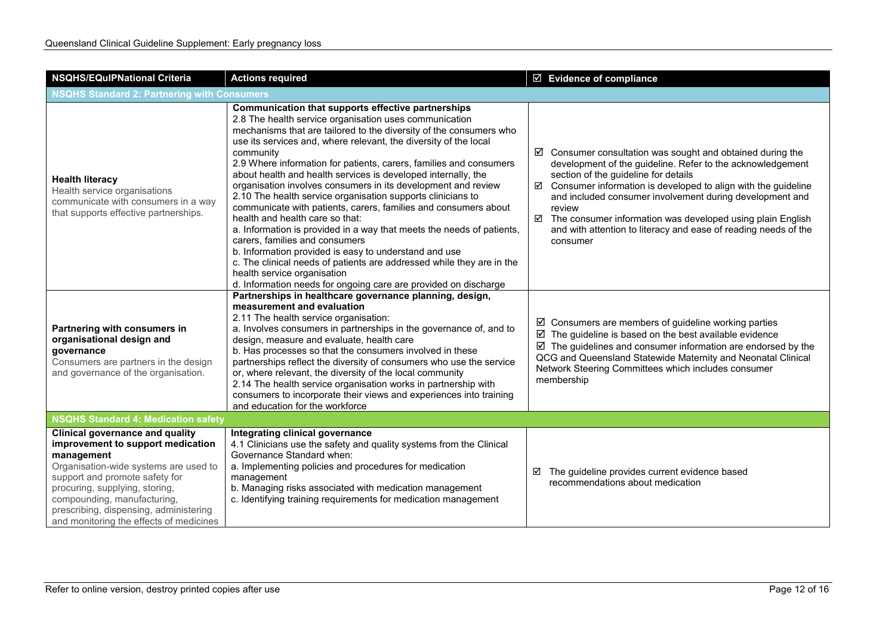| NSQHS/EQuIPNational Criteria | Actions required | ☑ Evidence of compliance |
|---|---|---|
| **NSQHS Standard 2: Partnering with Consumers** | | |
| **Health literacy**<br>Health service organisations communicate with consumers in a way that supports effective partnerships. | **Communication that supports effective partnerships**<br>2.8 The health service organisation uses communication mechanisms that are tailored to the diversity of the consumers who use its services and, where relevant, the diversity of the local community<br>2.9 Where information for patients, carers, families and consumers about health and health services is developed internally, the organisation involves consumers in its development and review<br>2.10 The health service organisation supports clinicians to communicate with patients, carers, families and consumers about health and health care so that:<br>a. Information is provided in a way that meets the needs of patients, carers, families and consumers<br>b. Information provided is easy to understand and use<br>c. The clinical needs of patients are addressed while they are in the health service organisation<br>d. Information needs for ongoing care are provided on discharge | ☑ Consumer consultation was sought and obtained during the development of the guideline. Refer to the acknowledgement section of the guideline for details<br>☑ Consumer information is developed to align with the guideline and included consumer involvement during development and review<br>☑ The consumer information was developed using plain English and with attention to literacy and ease of reading needs of the consumer |
| **Partnering with consumers in organisational design and governance**<br>Consumers are partners in the design and governance of the organisation. | **Partnerships in healthcare governance planning, design, measurement and evaluation**<br>2.11 The health service organisation:<br>a. Involves consumers in partnerships in the governance of, and to design, measure and evaluate, health care<br>b. Has processes so that the consumers involved in these partnerships reflect the diversity of consumers who use the service or, where relevant, the diversity of the local community<br>2.14 The health service organisation works in partnership with consumers to incorporate their views and experiences into training and education for the workforce | ☑ Consumers are members of guideline working parties<br>☑ The guideline is based on the best available evidence<br>☑ The guidelines and consumer information are endorsed by the QCG and Queensland Statewide Maternity and Neonatal Clinical Network Steering Committees which includes consumer membership |
| **NSQHS Standard 4: Medication safety** | | |
| **Clinical governance and quality improvement to support medication management**<br>Organisation-wide systems are used to support and promote safety for procuring, supplying, storing, compounding, manufacturing, prescribing, dispensing, administering and monitoring the effects of medicines | **Integrating clinical governance**<br>4.1 Clinicians use the safety and quality systems from the Clinical Governance Standard when:<br>a. Implementing policies and procedures for medication management<br>b. Managing risks associated with medication management<br>c. Identifying training requirements for medication management | ☑ The guideline provides current evidence based recommendations about medication |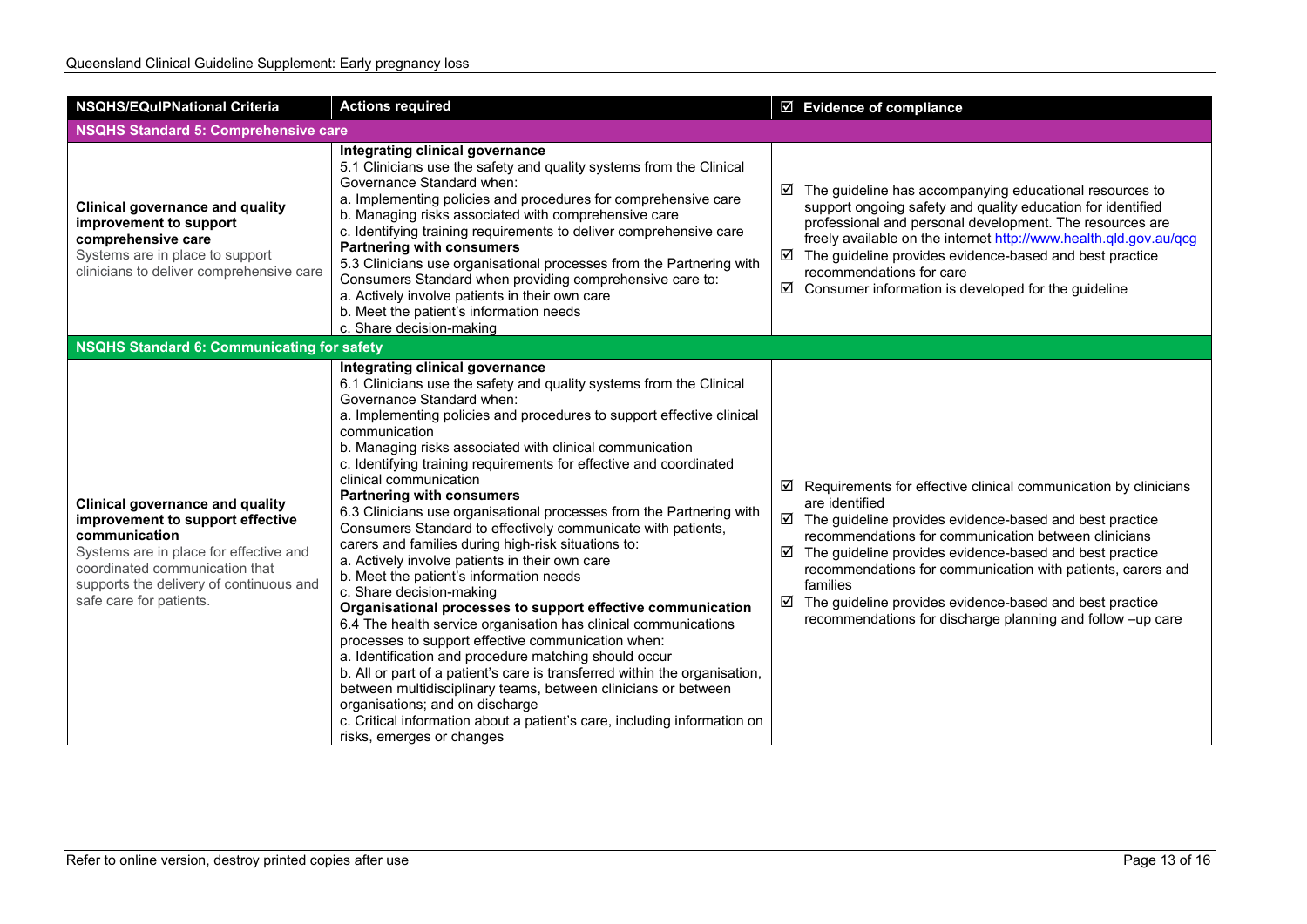| NSQHS/EQuIPNational Criteria | Actions required | ☑ Evidence of compliance |
|---|---|---|
| **NSQHS Standard 5: Comprehensive care** | | |
| **Clinical governance and quality improvement to support comprehensive care**<br>Systems are in place to support clinicians to deliver comprehensive care | **Integrating clinical governance**<br>5.1 Clinicians use the safety and quality systems from the Clinical Governance Standard when:<br>a. Implementing policies and procedures for comprehensive care<br>b. Managing risks associated with comprehensive care<br>c. Identifying training requirements to deliver comprehensive care<br>**Partnering with consumers**<br>5.3 Clinicians use organisational processes from the Partnering with Consumers Standard when providing comprehensive care to:<br>a. Actively involve patients in their own care<br>b. Meet the patient's information needs<br>c. Share decision-making | ☑ The guideline has accompanying educational resources to support ongoing safety and quality education for identified professional and personal development. The resources are freely available on the internet http://www.health.qld.gov.au/qcg<br>☑ The guideline provides evidence-based and best practice recommendations for care<br>☑ Consumer information is developed for the guideline |
| **NSQHS Standard 6: Communicating for safety** | | |
| **Clinical governance and quality improvement to support effective communication**<br>Systems are in place for effective and coordinated communication that supports the delivery of continuous and safe care for patients. | **Integrating clinical governance**<br>6.1 Clinicians use the safety and quality systems from the Clinical Governance Standard when:<br>a. Implementing policies and procedures to support effective clinical communication<br>b. Managing risks associated with clinical communication<br>c. Identifying training requirements for effective and coordinated clinical communication<br>**Partnering with consumers**<br>6.3 Clinicians use organisational processes from the Partnering with Consumers Standard to effectively communicate with patients, carers and families during high-risk situations to:<br>a. Actively involve patients in their own care<br>b. Meet the patient's information needs<br>c. Share decision-making<br>**Organisational processes to support effective communication**<br>6.4 The health service organisation has clinical communications processes to support effective communication when:<br>a. Identification and procedure matching should occur<br>b. All or part of a patient's care is transferred within the organisation, between multidisciplinary teams, between clinicians or between organisations; and on discharge<br>c. Critical information about a patient's care, including information on risks, emerges or changes | ☑ Requirements for effective clinical communication by clinicians are identified<br>☑ The guideline provides evidence-based and best practice recommendations for communication between clinicians<br>☑ The guideline provides evidence-based and best practice recommendations for communication with patients, carers and families<br>☑ The guideline provides evidence-based and best practice recommendations for discharge planning and follow –up care |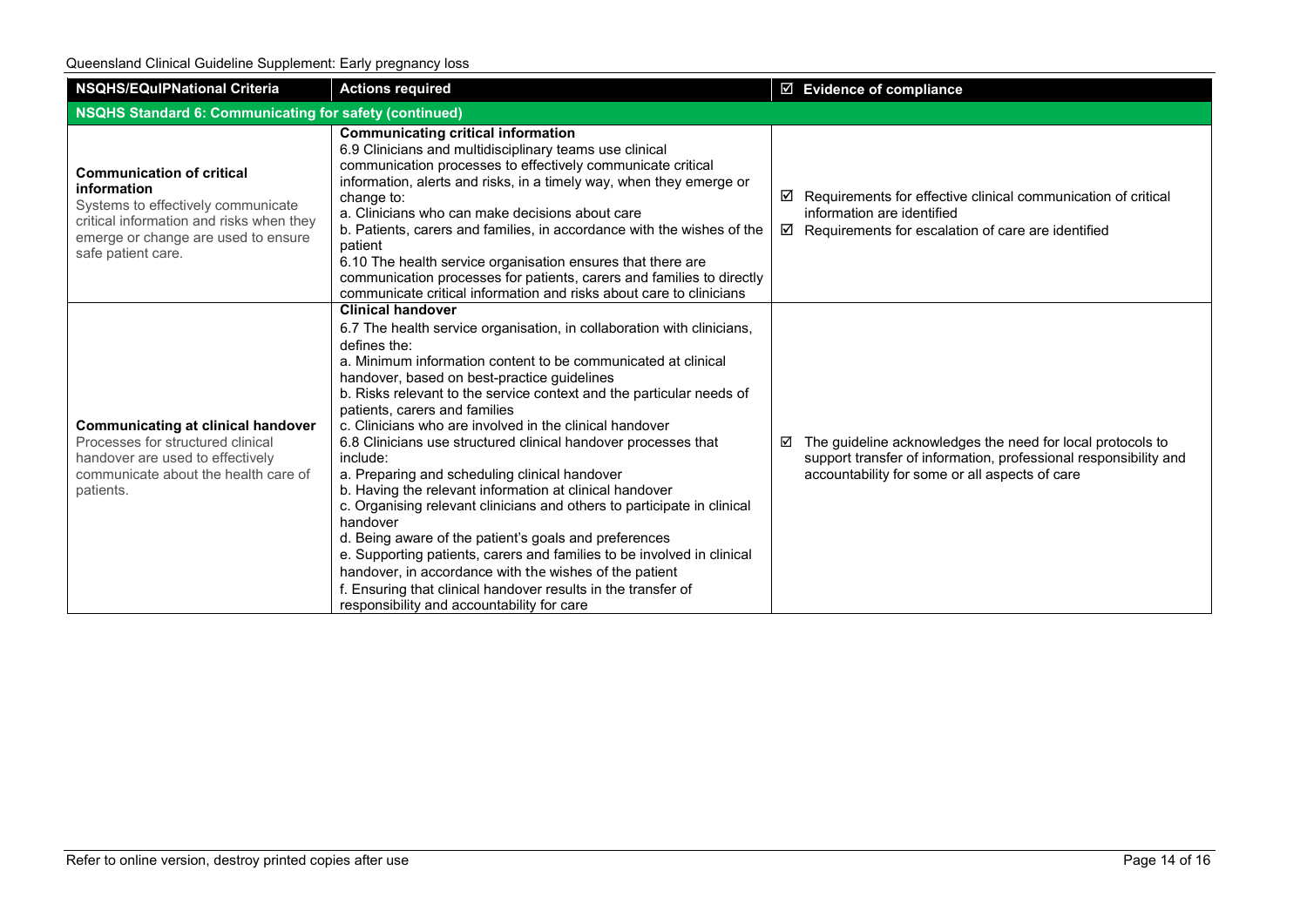| NSQHS/EQuIPNational Criteria | Actions required | ☑ Evidence of compliance |
|---|---|---|
| **NSQHS Standard 6: Communicating for safety (continued)** | | |
| **Communication of critical information**<br>Systems to effectively communicate critical information and risks when they emerge or change are used to ensure safe patient care. | **Communicating critical information**<br>6.9 Clinicians and multidisciplinary teams use clinical communication processes to effectively communicate critical information, alerts and risks, in a timely way, when they emerge or change to:<br>a. Clinicians who can make decisions about care<br>b. Patients, carers and families, in accordance with the wishes of the patient<br>6.10 The health service organisation ensures that there are communication processes for patients, carers and families to directly communicate critical information and risks about care to clinicians | ☑ Requirements for effective clinical communication of critical information are identified<br>☑ Requirements for escalation of care are identified |
| **Communicating at clinical handover**<br>Processes for structured clinical handover are used to effectively communicate about the health care of patients. | **Clinical handover**<br>6.7 The health service organisation, in collaboration with clinicians, defines the:<br>a. Minimum information content to be communicated at clinical handover, based on best-practice guidelines<br>b. Risks relevant to the service context and the particular needs of patients, carers and families<br>c. Clinicians who are involved in the clinical handover<br>6.8 Clinicians use structured clinical handover processes that include:<br>a. Preparing and scheduling clinical handover<br>b. Having the relevant information at clinical handover<br>c. Organising relevant clinicians and others to participate in clinical handover<br>d. Being aware of the patient's goals and preferences<br>e. Supporting patients, carers and families to be involved in clinical handover, in accordance with the wishes of the patient<br>f. Ensuring that clinical handover results in the transfer of responsibility and accountability for care | ☑ The guideline acknowledges the need for local protocols to support transfer of information, professional responsibility and accountability for some or all aspects of care |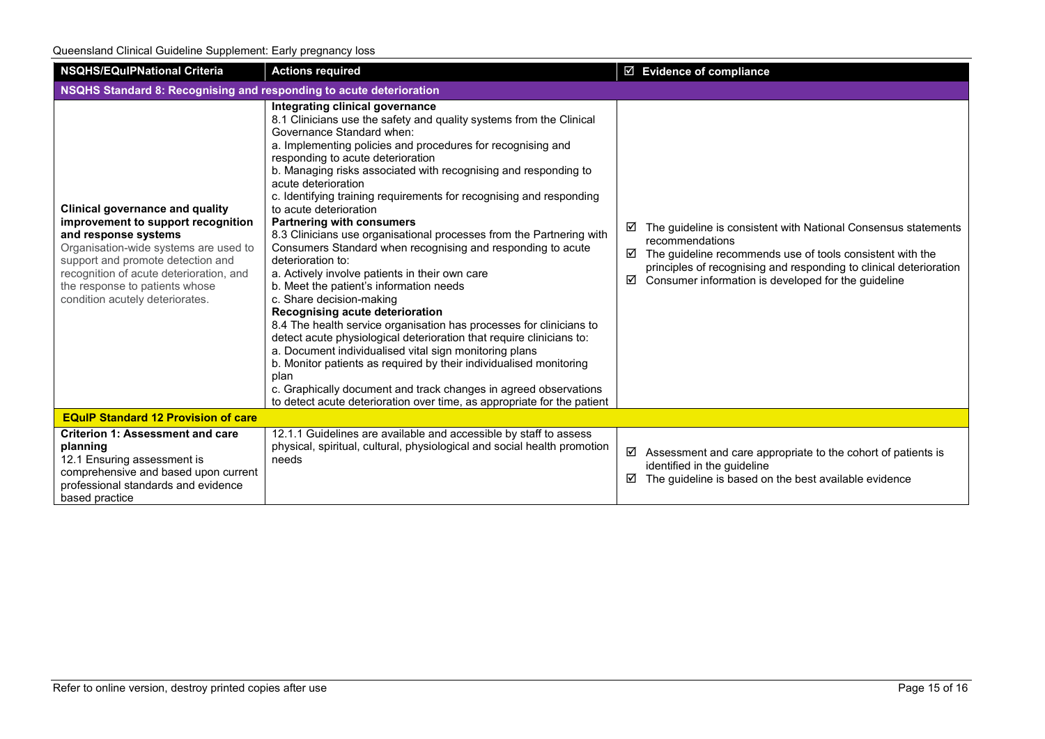| NSQHS/EQuIPNational Criteria | Actions required | ☑ Evidence of compliance |
|---|---|---|
| **NSQHS Standard 8: Recognising and responding to acute deterioration** | | |
| **Clinical governance and quality improvement to support recognition and response systems**<br>Organisation-wide systems are used to support and promote detection and recognition of acute deterioration, and the response to patients whose condition acutely deteriorates. | **Integrating clinical governance**<br>8.1 Clinicians use the safety and quality systems from the Clinical Governance Standard when:<br>a. Implementing policies and procedures for recognising and responding to acute deterioration<br>b. Managing risks associated with recognising and responding to acute deterioration<br>c. Identifying training requirements for recognising and responding to acute deterioration<br>**Partnering with consumers**<br>8.3 Clinicians use organisational processes from the Partnering with Consumers Standard when recognising and responding to acute deterioration to:<br>a. Actively involve patients in their own care<br>b. Meet the patient's information needs<br>c. Share decision-making<br>**Recognising acute deterioration**<br>8.4 The health service organisation has processes for clinicians to detect acute physiological deterioration that require clinicians to:<br>a. Document individualised vital sign monitoring plans<br>b. Monitor patients as required by their individualised monitoring plan<br>c. Graphically document and track changes in agreed observations to detect acute deterioration over time, as appropriate for the patient | ☑ The guideline is consistent with National Consensus statements recommendations<br>☑ The guideline recommends use of tools consistent with the principles of recognising and responding to clinical deterioration<br>☑ Consumer information is developed for the guideline |
| **EQuIP Standard 12 Provision of care** | | |
| **Criterion 1: Assessment and care planning**<br>12.1 Ensuring assessment is comprehensive and based upon current professional standards and evidence based practice | 12.1.1 Guidelines are available and accessible by staff to assess physical, spiritual, cultural, physiological and social health promotion needs | ☑ Assessment and care appropriate to the cohort of patients is identified in the guideline<br>☑ The guideline is based on the best available evidence |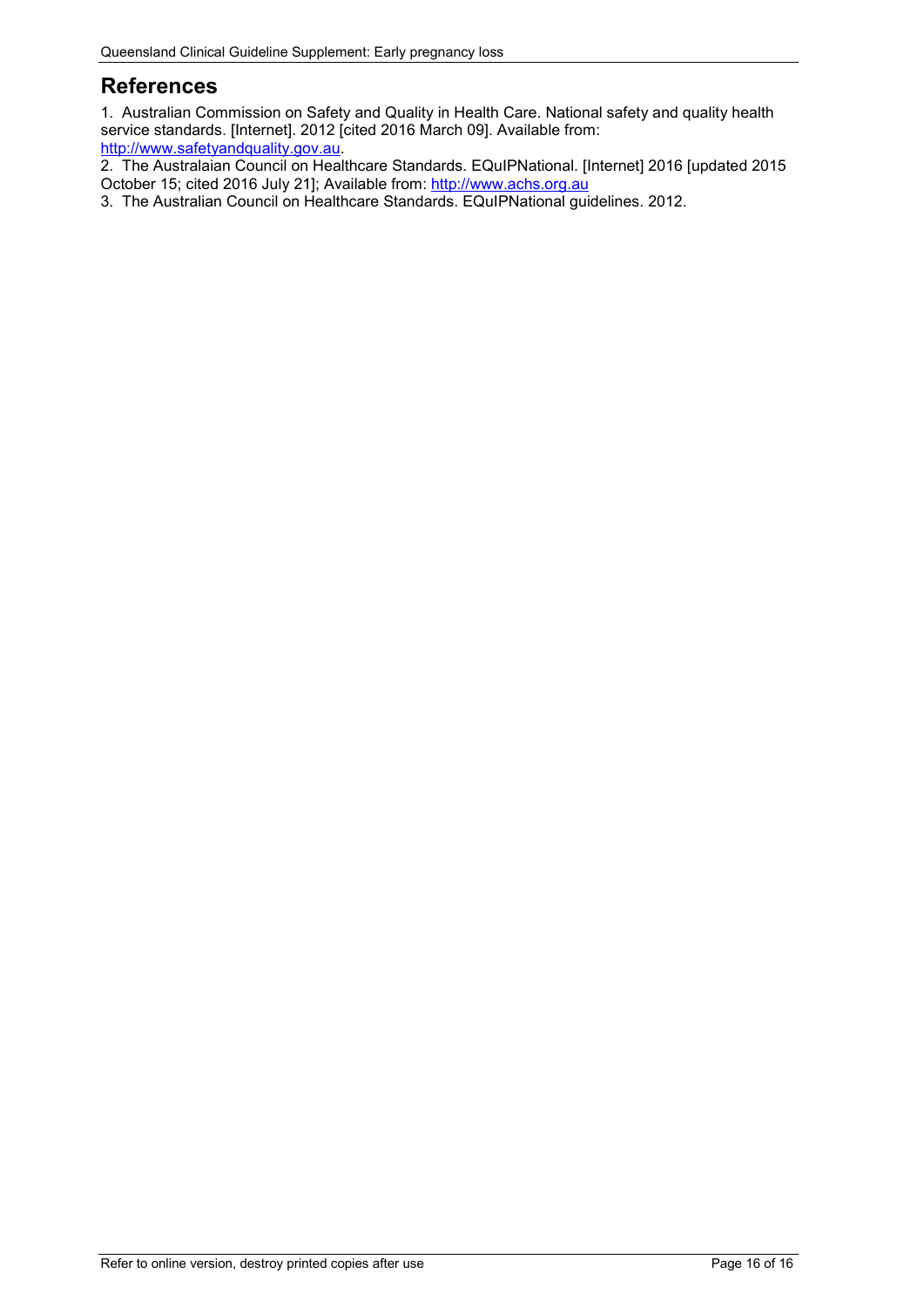## References

1. Australian Commission on Safety and Quality in Health Care. National safety and quality health service standards. [Internet]. 2012 [cited 2016 March 09]. Available from: http://www.safetyandquality.gov.au.
2. The Australaian Council on Healthcare Standards. EQuIPNational. [Internet] 2016 [updated 2015 October 15; cited 2016 July 21]; Available from: http://www.achs.org.au
3. The Australian Council on Healthcare Standards. EQuIPNational guidelines. 2012.